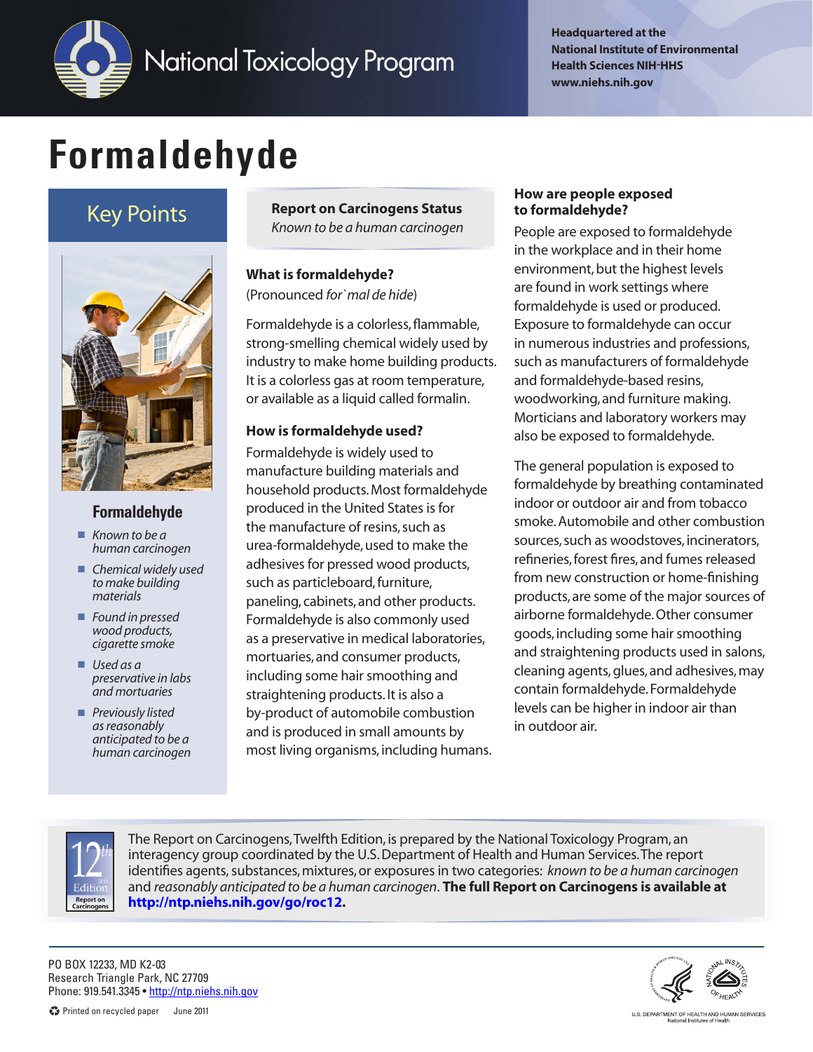National Toxicology Program

Headquartered at the National Institute of Environmental Health Sciences NIH-HHS
www.niehs.nih.gov

# Formaldehyde

## Key Points

### Formaldehyde

- *Known to be a human carcinogen*
- *Chemical widely used to make building materials*
- *Found in pressed wood products, cigarette smoke*
- *Used as a preservative in labs and mortuaries*
- *Previously listed as reasonably anticipated to be a human carcinogen*

**Report on Carcinogens Status**
*Known to be a human carcinogen*

### What is formaldehyde?

(Pronounced *for`mal de hide*)

Formaldehyde is a colorless, flammable, strong-smelling chemical widely used by industry to make home building products. It is a colorless gas at room temperature, or available as a liquid called formalin.

### How is formaldehyde used?

Formaldehyde is widely used to manufacture building materials and household products. Most formaldehyde produced in the United States is for the manufacture of resins, such as urea-formaldehyde, used to make the adhesives for pressed wood products, such as particleboard, furniture, paneling, cabinets, and other products. Formaldehyde is also commonly used as a preservative in medical laboratories, mortuaries, and consumer products, including some hair smoothing and straightening products. It is also a by-product of automobile combustion and is produced in small amounts by most living organisms, including humans.

### How are people exposed to formaldehyde?

People are exposed to formaldehyde in the workplace and in their home environment, but the highest levels are found in work settings where formaldehyde is used or produced. Exposure to formaldehyde can occur in numerous industries and professions, such as manufacturers of formaldehyde and formaldehyde-based resins, woodworking, and furniture making. Morticians and laboratory workers may also be exposed to formaldehyde.

The general population is exposed to formaldehyde by breathing contaminated indoor or outdoor air and from tobacco smoke. Automobile and other combustion sources, such as woodstoves, incinerators, refineries, forest fires, and fumes released from new construction or home-finishing products, are some of the major sources of airborne formaldehyde. Other consumer goods, including some hair smoothing and straightening products used in salons, cleaning agents, glues, and adhesives, may contain formaldehyde. Formaldehyde levels can be higher in indoor air than in outdoor air.

The Report on Carcinogens, Twelfth Edition, is prepared by the National Toxicology Program, an interagency group coordinated by the U.S. Department of Health and Human Services. The report identifies agents, substances, mixtures, or exposures in two categories: *known to be a human carcinogen* and *reasonably anticipated to be a human carcinogen*. **The full Report on Carcinogens is available at http://ntp.niehs.nih.gov/go/roc12.**

PO BOX 12233, MD K2-03
Research Triangle Park, NC 27709
Phone: 919.541.3345 • http://ntp.niehs.nih.gov

Printed on recycled paper June 2011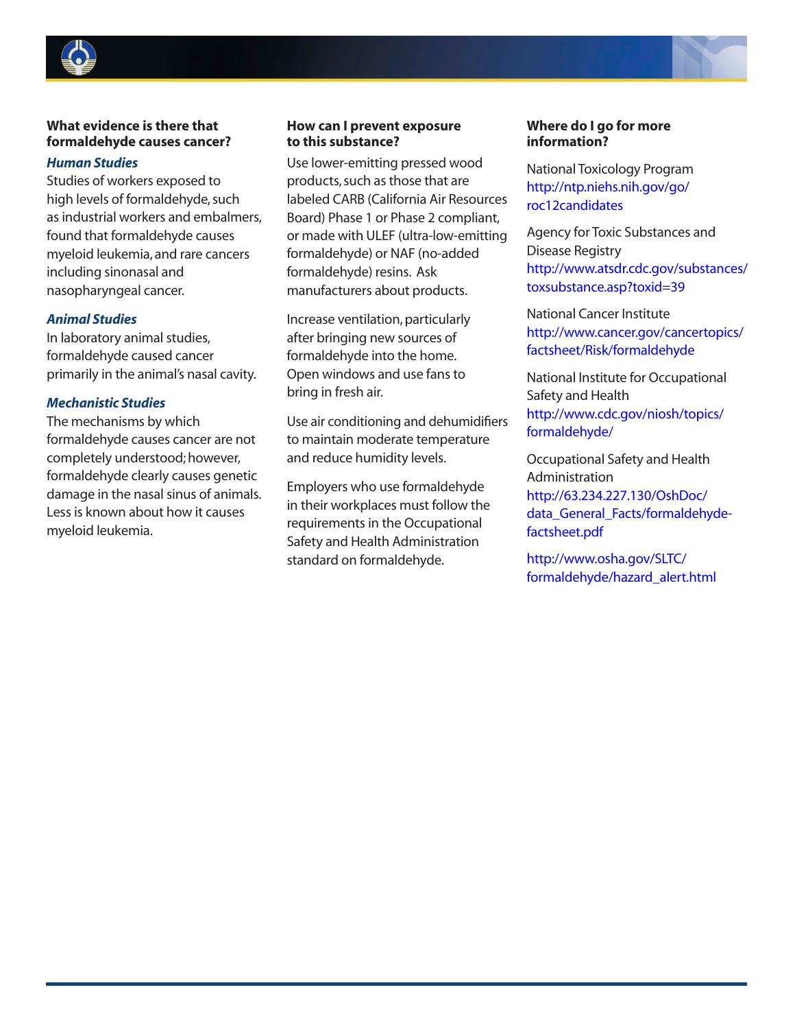## What evidence is there that formaldehyde causes cancer?

### *Human Studies*

Studies of workers exposed to high levels of formaldehyde, such as industrial workers and embalmers, found that formaldehyde causes myeloid leukemia, and rare cancers including sinonasal and nasopharyngeal cancer.

### *Animal Studies*

In laboratory animal studies, formaldehyde caused cancer primarily in the animal's nasal cavity.

### *Mechanistic Studies*

The mechanisms by which formaldehyde causes cancer are not completely understood; however, formaldehyde clearly causes genetic damage in the nasal sinus of animals. Less is known about how it causes myeloid leukemia.

## How can I prevent exposure to this substance?

Use lower-emitting pressed wood products, such as those that are labeled CARB (California Air Resources Board) Phase 1 or Phase 2 compliant, or made with ULEF (ultra-low-emitting formaldehyde) or NAF (no-added formaldehyde) resins. Ask manufacturers about products.

Increase ventilation, particularly after bringing new sources of formaldehyde into the home. Open windows and use fans to bring in fresh air.

Use air conditioning and dehumidifiers to maintain moderate temperature and reduce humidity levels.

Employers who use formaldehyde in their workplaces must follow the requirements in the Occupational Safety and Health Administration standard on formaldehyde.

## Where do I go for more information?

National Toxicology Program
http://ntp.niehs.nih.gov/go/roc12candidates

Agency for Toxic Substances and Disease Registry
http://www.atsdr.cdc.gov/substances/toxsubstance.asp?toxid=39

National Cancer Institute
http://www.cancer.gov/cancertopics/factsheet/Risk/formaldehyde

National Institute for Occupational Safety and Health
http://www.cdc.gov/niosh/topics/formaldehyde/

Occupational Safety and Health Administration
http://63.234.227.130/OshDoc/data_General_Facts/formaldehyde-factsheet.pdf

http://www.osha.gov/SLTC/formaldehyde/hazard_alert.html